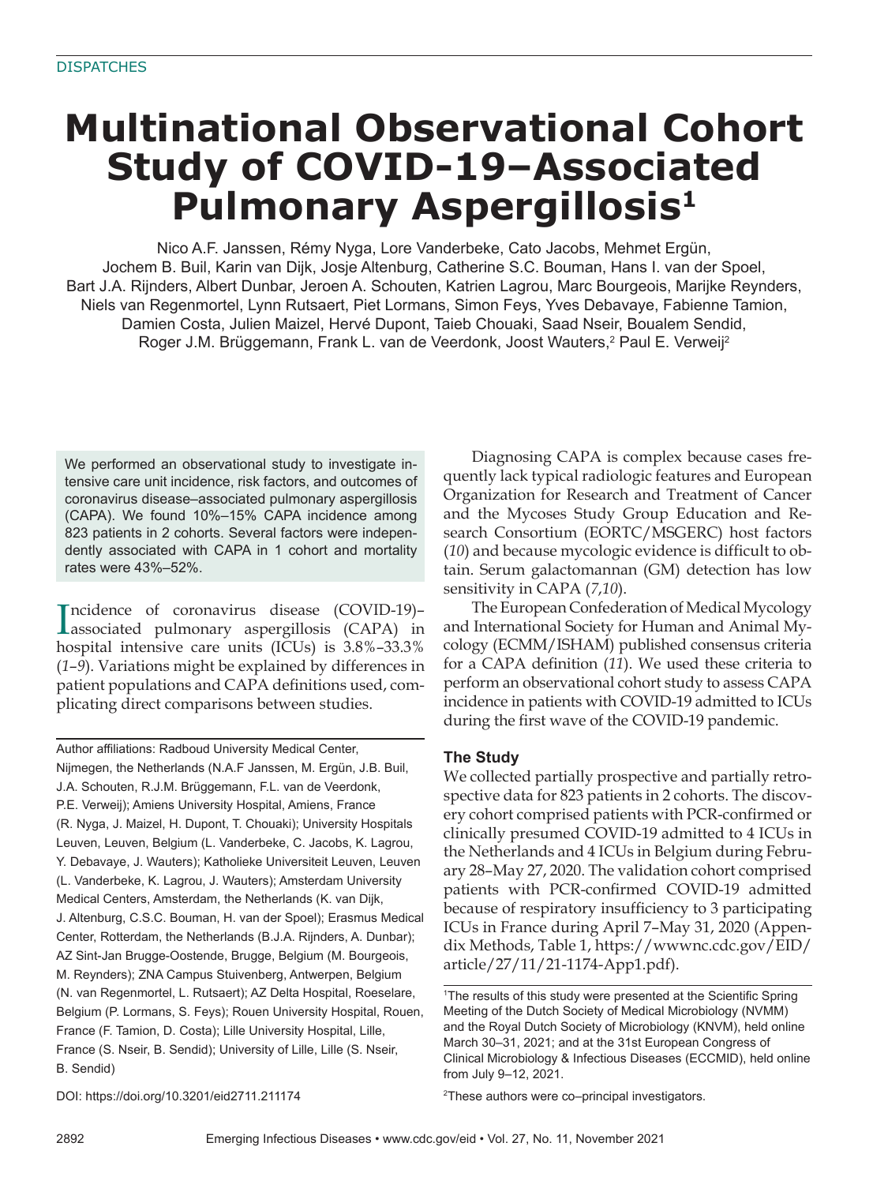DISPATCHES

# Multinational Observational Cohort Study of COVID-19–Associated Pulmonary Aspergillosis[1]

Nico A.F. Janssen, Rémy Nyga, Lore Vanderbeke, Cato Jacobs, Mehmet Ergün, Jochem B. Buil, Karin van Dijk, Josje Altenburg, Catherine S.C. Bouman, Hans I. van der Spoel, Bart J.A. Rijnders, Albert Dunbar, Jeroen A. Schouten, Katrien Lagrou, Marc Bourgeois, Marijke Reynders, Niels van Regenmortel, Lynn Rutsaert, Piet Lormans, Simon Feys, Yves Debavaye, Fabienne Tamion, Damien Costa, Julien Maizel, Hervé Dupont, Taieb Chouaki, Saad Nseir, Boualem Sendid, Roger J.M. Brüggemann, Frank L. van de Veerdonk, Joost Wauters,[2] Paul E. Verweij[2]

We performed an observational study to investigate intensive care unit incidence, risk factors, and outcomes of coronavirus disease–associated pulmonary aspergillosis (CAPA). We found 10%–15% CAPA incidence among 823 patients in 2 cohorts. Several factors were independently associated with CAPA in 1 cohort and mortality rates were 43%–52%.

Incidence of coronavirus disease (COVID-19)–associated pulmonary aspergillosis (CAPA) in hospital intensive care units (ICUs) is 3.8%–33.3% (*1*–*9*). Variations might be explained by differences in patient populations and CAPA definitions used, complicating direct comparisons between studies.

Diagnosing CAPA is complex because cases frequently lack typical radiologic features and European Organization for Research and Treatment of Cancer and the Mycoses Study Group Education and Research Consortium (EORTC/MSGERC) host factors (*10*) and because mycologic evidence is difficult to obtain. Serum galactomannan (GM) detection has low sensitivity in CAPA (*7*,*10*).

The European Confederation of Medical Mycology and International Society for Human and Animal Mycology (ECMM/ISHAM) published consensus criteria for a CAPA definition (*11*). We used these criteria to perform an observational cohort study to assess CAPA incidence in patients with COVID-19 admitted to ICUs during the first wave of the COVID-19 pandemic.

## The Study

We collected partially prospective and partially retrospective data for 823 patients in 2 cohorts. The discovery cohort comprised patients with PCR-confirmed or clinically presumed COVID-19 admitted to 4 ICUs in the Netherlands and 4 ICUs in Belgium during February 28–May 27, 2020. The validation cohort comprised patients with PCR-confirmed COVID-19 admitted because of respiratory insufficiency to 3 participating ICUs in France during April 7–May 31, 2020 (Appendix Methods, Table 1, https://wwwnc.cdc.gov/EID/article/27/11/21-1174-App1.pdf).

Author affiliations: Radboud University Medical Center, Nijmegen, the Netherlands (N.A.F Janssen, M. Ergün, J.B. Buil, J.A. Schouten, R.J.M. Brüggemann, F.L. van de Veerdonk, P.E. Verweij); Amiens University Hospital, Amiens, France (R. Nyga, J. Maizel, H. Dupont, T. Chouaki); University Hospitals Leuven, Leuven, Belgium (L. Vanderbeke, C. Jacobs, K. Lagrou, Y. Debavaye, J. Wauters); Katholieke Universiteit Leuven, Leuven (L. Vanderbeke, K. Lagrou, J. Wauters); Amsterdam University Medical Centers, Amsterdam, the Netherlands (K. van Dijk, J. Altenburg, C.S.C. Bouman, H. van der Spoel); Erasmus Medical Center, Rotterdam, the Netherlands (B.J.A. Rijnders, A. Dunbar); AZ Sint-Jan Brugge-Oostende, Brugge, Belgium (M. Bourgeois, M. Reynders); ZNA Campus Stuivenberg, Antwerpen, Belgium (N. van Regenmortel, L. Rutsaert); AZ Delta Hospital, Roeselare, Belgium (P. Lormans, S. Feys); Rouen University Hospital, Rouen, France (F. Tamion, D. Costa); Lille University Hospital, Lille, France (S. Nseir, B. Sendid); University of Lille, Lille (S. Nseir, B. Sendid)

DOI: https://doi.org/10.3201/eid2711.211174

[1]The results of this study were presented at the Scientific Spring Meeting of the Dutch Society of Medical Microbiology (NVMM) and the Royal Dutch Society of Microbiology (KNVM), held online March 30–31, 2021; and at the 31st European Congress of Clinical Microbiology & Infectious Diseases (ECCMID), held online from July 9–12, 2021.

[2]These authors were co–principal investigators.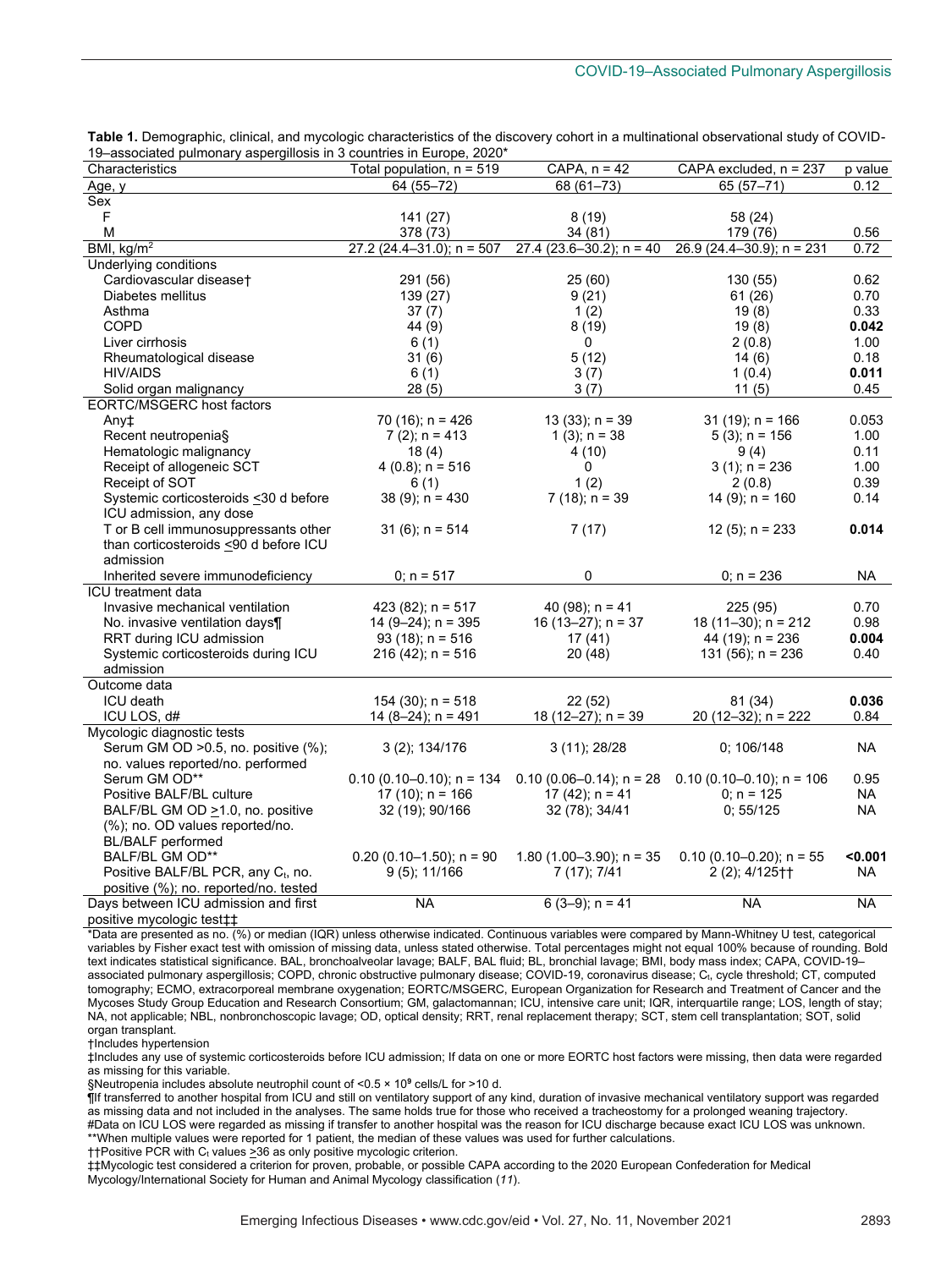**Table 1.** Demographic, clinical, and mycologic characteristics of the discovery cohort in a multinational observational study of COVID-19–associated pulmonary aspergillosis in 3 countries in Europe, 2020*

| Characteristics | Total population, n = 519 | CAPA, n = 42 | CAPA excluded, n = 237 | p value |
|---|---|---|---|---|
| Age, y | 64 (55–72) | 68 (61–73) | 65 (57–71) | 0.12 |
| Sex | | | | |
| F | 141 (27) | 8 (19) | 58 (24) | |
| M | 378 (73) | 34 (81) | 179 (76) | 0.56 |
| BMI, kg/m$^2$ | 27.2 (24.4–31.0); n = 507 | 27.4 (23.6–30.2); n = 40 | 26.9 (24.4–30.9); n = 231 | 0.72 |
| Underlying conditions | | | | |
| Cardiovascular disease† | 291 (56) | 25 (60) | 130 (55) | 0.62 |
| Diabetes mellitus | 139 (27) | 9 (21) | 61 (26) | 0.70 |
| Asthma | 37 (7) | 1 (2) | 19 (8) | 0.33 |
| COPD | 44 (9) | 8 (19) | 19 (8) | **0.042** |
| Liver cirrhosis | 6 (1) | 0 | 2 (0.8) | 1.00 |
| Rheumatological disease | 31 (6) | 5 (12) | 14 (6) | 0.18 |
| HIV/AIDS | 6 (1) | 3 (7) | 1 (0.4) | **0.011** |
| Solid organ malignancy | 28 (5) | 3 (7) | 11 (5) | 0.45 |
| EORTC/MSGERC host factors | | | | |
| Any‡ | 70 (16); n = 426 | 13 (33); n = 39 | 31 (19); n = 166 | 0.053 |
| Recent neutropenia§ | 7 (2); n = 413 | 1 (3); n = 38 | 5 (3); n = 156 | 1.00 |
| Hematologic malignancy | 18 (4) | 4 (10) | 9 (4) | 0.11 |
| Receipt of allogeneic SCT | 4 (0.8); n = 516 | 0 | 3 (1); n = 236 | 1.00 |
| Receipt of SOT | 6 (1) | 1 (2) | 2 (0.8) | 0.39 |
| Systemic corticosteroids ≤30 d before ICU admission, any dose | 38 (9); n = 430 | 7 (18); n = 39 | 14 (9); n = 160 | 0.14 |
| T or B cell immunosuppressants other than corticosteroids ≤90 d before ICU admission | 31 (6); n = 514 | 7 (17) | 12 (5); n = 233 | **0.014** |
| Inherited severe immunodeficiency | 0; n = 517 | 0 | 0; n = 236 | NA |
| ICU treatment data | | | | |
| Invasive mechanical ventilation | 423 (82); n = 517 | 40 (98); n = 41 | 225 (95) | 0.70 |
| No. invasive ventilation days¶ | 14 (9–24); n = 395 | 16 (13–27); n = 37 | 18 (11–30); n = 212 | 0.98 |
| RRT during ICU admission | 93 (18); n = 516 | 17 (41) | 44 (19); n = 236 | **0.004** |
| Systemic corticosteroids during ICU admission | 216 (42); n = 516 | 20 (48) | 131 (56); n = 236 | 0.40 |
| Outcome data | | | | |
| ICU death | 154 (30); n = 518 | 22 (52) | 81 (34) | **0.036** |
| ICU LOS, d# | 14 (8–24); n = 491 | 18 (12–27); n = 39 | 20 (12–32); n = 222 | 0.84 |
| Mycologic diagnostic tests | | | | |
| Serum GM OD >0.5, no. positive (%); no. values reported/no. performed | 3 (2); 134/176 | 3 (11); 28/28 | 0; 106/148 | NA |
| Serum GM OD** | 0.10 (0.10–0.10); n = 134 | 0.10 (0.06–0.14); n = 28 | 0.10 (0.10–0.10); n = 106 | 0.95 |
| Positive BALF/BL culture | 17 (10); n = 166 | 17 (42); n = 41 | 0; n = 125 | NA |
| BALF/BL GM OD ≥1.0, no. positive (%); no. OD values reported/no. BL/BALF performed | 32 (19); 90/166 | 32 (78); 34/41 | 0; 55/125 | NA |
| BALF/BL GM OD** | 0.20 (0.10–1.50); n = 90 | 1.80 (1.00–3.90); n = 35 | 0.10 (0.10–0.20); n = 55 | **<0.001** |
| Positive BALF/BL PCR, any $C_t$, no. positive (%); no. reported/no. tested | 9 (5); 11/166 | 7 (17); 7/41 | 2 (2); 4/125†† | NA |
| Days between ICU admission and first positive mycologic test‡‡ | NA | 6 (3–9); n = 41 | NA | NA |

*Data are presented as no. (%) or median (IQR) unless otherwise indicated. Continuous variables were compared by Mann-Whitney U test, categorical variables by Fisher exact test with omission of missing data, unless stated otherwise. Total percentages might not equal 100% because of rounding. Bold text indicates statistical significance. BAL, bronchoalveolar lavage; BALF, BAL fluid; BL, bronchial lavage; BMI, body mass index; CAPA, COVID-19–associated pulmonary aspergillosis; COPD, chronic obstructive pulmonary disease; COVID-19, coronavirus disease; $C_t$, cycle threshold; CT, computed tomography; ECMO, extracorporeal membrane oxygenation; EORTC/MSGERC, European Organization for Research and Treatment of Cancer and the Mycoses Study Group Education and Research Consortium; GM, galactomannan; ICU, intensive care unit; IQR, interquartile range; LOS, length of stay; NA, not applicable; NBL, nonbronchoscopic lavage; OD, optical density; RRT, renal replacement therapy; SCT, stem cell transplantation; SOT, solid organ transplant.

†Includes hypertension

‡Includes any use of systemic corticosteroids before ICU admission; If data on one or more EORTC host factors were missing, then data were regarded as missing for this variable.

§Neutropenia includes absolute neutrophil count of <0.5 × $10^9$ cells/L for >10 d.

¶If transferred to another hospital from ICU and still on ventilatory support of any kind, duration of invasive mechanical ventilatory support was regarded as missing data and not included in the analyses. The same holds true for those who received a tracheostomy for a prolonged weaning trajectory.

#Data on ICU LOS were regarded as missing if transfer to another hospital was the reason for ICU discharge because exact ICU LOS was unknown.

**When multiple values were reported for 1 patient, the median of these values was used for further calculations.

††Positive PCR with $C_t$ values ≥36 as only positive mycologic criterion.

‡‡Mycologic test considered a criterion for proven, probable, or possible CAPA according to the 2020 European Confederation for Medical Mycology/International Society for Human and Animal Mycology classification (*11*).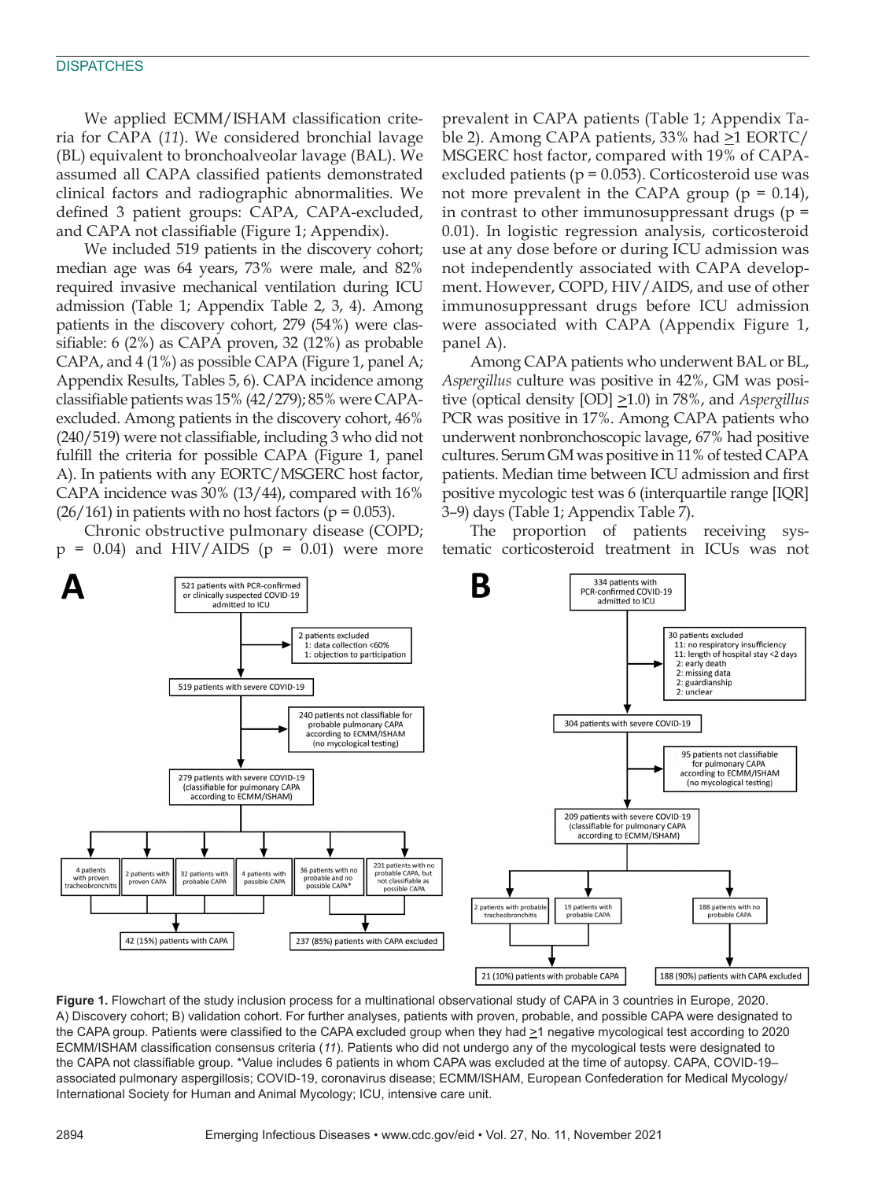We applied ECMM/ISHAM classification criteria for CAPA (*11*). We considered bronchial lavage (BL) equivalent to bronchoalveolar lavage (BAL). We assumed all CAPA classified patients demonstrated clinical factors and radiographic abnormalities. We defined 3 patient groups: CAPA, CAPA-excluded, and CAPA not classifiable (Figure 1; Appendix).

We included 519 patients in the discovery cohort; median age was 64 years, 73% were male, and 82% required invasive mechanical ventilation during ICU admission (Table 1; Appendix Table 2, 3, 4). Among patients in the discovery cohort, 279 (54%) were classifiable: 6 (2%) as CAPA proven, 32 (12%) as probable CAPA, and 4 (1%) as possible CAPA (Figure 1, panel A; Appendix Results, Tables 5, 6). CAPA incidence among classifiable patients was 15% (42/279); 85% were CAPA-excluded. Among patients in the discovery cohort, 46% (240/519) were not classifiable, including 3 who did not fulfill the criteria for possible CAPA (Figure 1, panel A). In patients with any EORTC/MSGERC host factor, CAPA incidence was 30% (13/44), compared with 16% (26/161) in patients with no host factors ($p = 0.053$).

Chronic obstructive pulmonary disease (COPD; $p = 0.04$) and HIV/AIDS ($p = 0.01$) were more prevalent in CAPA patients (Table 1; Appendix Table 2). Among CAPA patients, 33% had ≥1 EORTC/MSGERC host factor, compared with 19% of CAPA-excluded patients ($p = 0.053$). Corticosteroid use was not more prevalent in the CAPA group ($p = 0.14$), in contrast to other immunosuppressant drugs ($p = 0.01$). In logistic regression analysis, corticosteroid use at any dose before or during ICU admission was not independently associated with CAPA development. However, COPD, HIV/AIDS, and use of other immunosuppressant drugs before ICU admission were associated with CAPA (Appendix Figure 1, panel A).

Among CAPA patients who underwent BAL or BL, *Aspergillus* culture was positive in 42%, GM was positive (optical density [OD] ≥1.0) in 78%, and *Aspergillus* PCR was positive in 17%. Among CAPA patients who underwent nonbronchoscopic lavage, 67% had positive cultures. Serum GM was positive in 11% of tested CAPA patients. Median time between ICU admission and first positive mycologic test was 6 (interquartile range [IQR] 3–9) days (Table 1; Appendix Table 7).

The proportion of patients receiving systematic corticosteroid treatment in ICUs was not

**A**

521 patients with PCR-confirmed or clinically suspected COVID-19 admitted to ICU
→ 2 patients excluded (1: data collection <60%; 1: objection to participation)
→ 519 patients with severe COVID-19
→ 240 patients not classifiable for probable pulmonary CAPA according to ECMM/ISHAM (no mycological testing)
→ 279 patients with severe COVID-19 (classifiable for pulmonary CAPA according to ECMM/ISHAM)
→ 4 patients with proven tracheobronchitis; 2 patients with proven CAPA; 32 patients with probable CAPA; 4 patients with possible CAPA → 42 (15%) patients with CAPA
→ 36 patients with no probable and no possible CAPA*; 201 patients with no probable CAPA, but not classifiable as possible CAPA → 237 (85%) patients with CAPA excluded

**B**

334 patients with PCR-confirmed COVID-19 admitted to ICU
→ 30 patients excluded (11: no respiratory insufficiency; 11: length of hospital stay <2 days; 2: early death; 2: missing data; 2: guardianship; 2: unclear)
→ 304 patients with severe COVID-19
→ 95 patients not classifiable for pulmonary CAPA according to ECMM/ISHAM (no mycological testing)
→ 209 patients with severe COVID-19 (classifiable for pulmonary CAPA according to ECMM/ISHAM)
→ 2 patients with probable tracheobronchitis; 19 patients with probable CAPA → 21 (10%) patients with probable CAPA
→ 188 patients with no probable CAPA → 188 (90%) patients with CAPA excluded

**Figure 1.** Flowchart of the study inclusion process for a multinational observational study of CAPA in 3 countries in Europe, 2020. A) Discovery cohort; B) validation cohort. For further analyses, patients with proven, probable, and possible CAPA were designated to the CAPA group. Patients were classified to the CAPA excluded group when they had ≥1 negative mycological test according to 2020 ECMM/ISHAM classification consensus criteria (*11*). Patients who did not undergo any of the mycological tests were designated to the CAPA not classifiable group. *Value includes 6 patients in whom CAPA was excluded at the time of autopsy. CAPA, COVID-19–associated pulmonary aspergillosis; COVID-19, coronavirus disease; ECMM/ISHAM, European Confederation for Medical Mycology/International Society for Human and Animal Mycology; ICU, intensive care unit.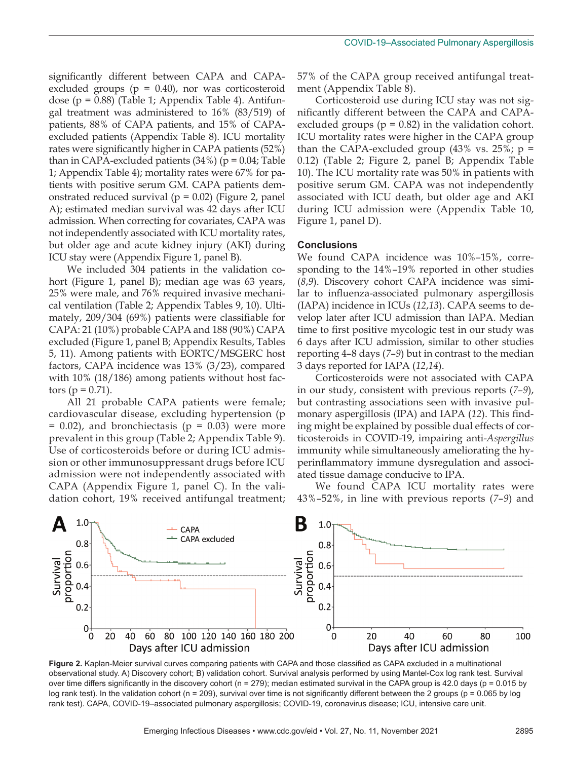significantly different between CAPA and CAPA-excluded groups (p = 0.40), nor was corticosteroid dose (p = 0.88) (Table 1; Appendix Table 4). Antifungal treatment was administered to 16% (83/519) of patients, 88% of CAPA patients, and 15% of CAPA-excluded patients (Appendix Table 8). ICU mortality rates were significantly higher in CAPA patients (52%) than in CAPA-excluded patients (34%) (p = 0.04; Table 1; Appendix Table 4); mortality rates were 67% for patients with positive serum GM. CAPA patients demonstrated reduced survival (p = 0.02) (Figure 2, panel A); estimated median survival was 42 days after ICU admission. When correcting for covariates, CAPA was not independently associated with ICU mortality rates, but older age and acute kidney injury (AKI) during ICU stay were (Appendix Figure 1, panel B).

We included 304 patients in the validation cohort (Figure 1, panel B); median age was 63 years, 25% were male, and 76% required invasive mechanical ventilation (Table 2; Appendix Tables 9, 10). Ultimately, 209/304 (69%) patients were classifiable for CAPA: 21 (10%) probable CAPA and 188 (90%) CAPA excluded (Figure 1, panel B; Appendix Results, Tables 5, 11). Among patients with EORTC/MSGERC host factors, CAPA incidence was 13% (3/23), compared with 10% (18/186) among patients without host factors (p = 0.71).

All 21 probable CAPA patients were female; cardiovascular disease, excluding hypertension (p = 0.02), and bronchiectasis (p = 0.03) were more prevalent in this group (Table 2; Appendix Table 9). Use of corticosteroids before or during ICU admission or other immunosuppressant drugs before ICU admission were not independently associated with CAPA (Appendix Figure 1, panel C). In the validation cohort, 19% received antifungal treatment; 57% of the CAPA group received antifungal treatment (Appendix Table 8).

Corticosteroid use during ICU stay was not significantly different between the CAPA and CAPA-excluded groups (p = 0.82) in the validation cohort. ICU mortality rates were higher in the CAPA group than the CAPA-excluded group (43% vs. 25%; p = 0.12) (Table 2; Figure 2, panel B; Appendix Table 10). The ICU mortality rate was 50% in patients with positive serum GM. CAPA was not independently associated with ICU death, but older age and AKI during ICU admission were (Appendix Table 10, Figure 1, panel D).

### Conclusions

We found CAPA incidence was 10%–15%, corresponding to the 14%–19% reported in other studies (*8*,*9*). Discovery cohort CAPA incidence was similar to influenza-associated pulmonary aspergillosis (IAPA) incidence in ICUs (*12*,*13*). CAPA seems to develop later after ICU admission than IAPA. Median time to first positive mycologic test in our study was 6 days after ICU admission, similar to other studies reporting 4–8 days (*7*–*9*) but in contrast to the median 3 days reported for IAPA (*12*,*14*).

Corticosteroids were not associated with CAPA in our study, consistent with previous reports (*7*–*9*), but contrasting associations seen with invasive pulmonary aspergillosis (IPA) and IAPA (*12*). This finding might be explained by possible dual effects of corticosteroids in COVID-19, impairing anti-*Aspergillus* immunity while simultaneously ameliorating the hyperinflammatory immune dysregulation and associated tissue damage conducive to IPA.

We found CAPA ICU mortality rates were 43%–52%, in line with previous reports (*7*–*9*) and

**Figure 2.** Kaplan-Meier survival curves comparing patients with CAPA and those classified as CAPA excluded in a multinational observational study. A) Discovery cohort; B) validation cohort. Survival analysis performed by using Mantel-Cox log rank test. Survival over time differs significantly in the discovery cohort (n = 279); median estimated survival in the CAPA group is 42.0 days (p = 0.015 by log rank test). In the validation cohort (n = 209), survival over time is not significantly different between the 2 groups (p = 0.065 by log rank test). CAPA, COVID-19–associated pulmonary aspergillosis; COVID-19, coronavirus disease; ICU, intensive care unit.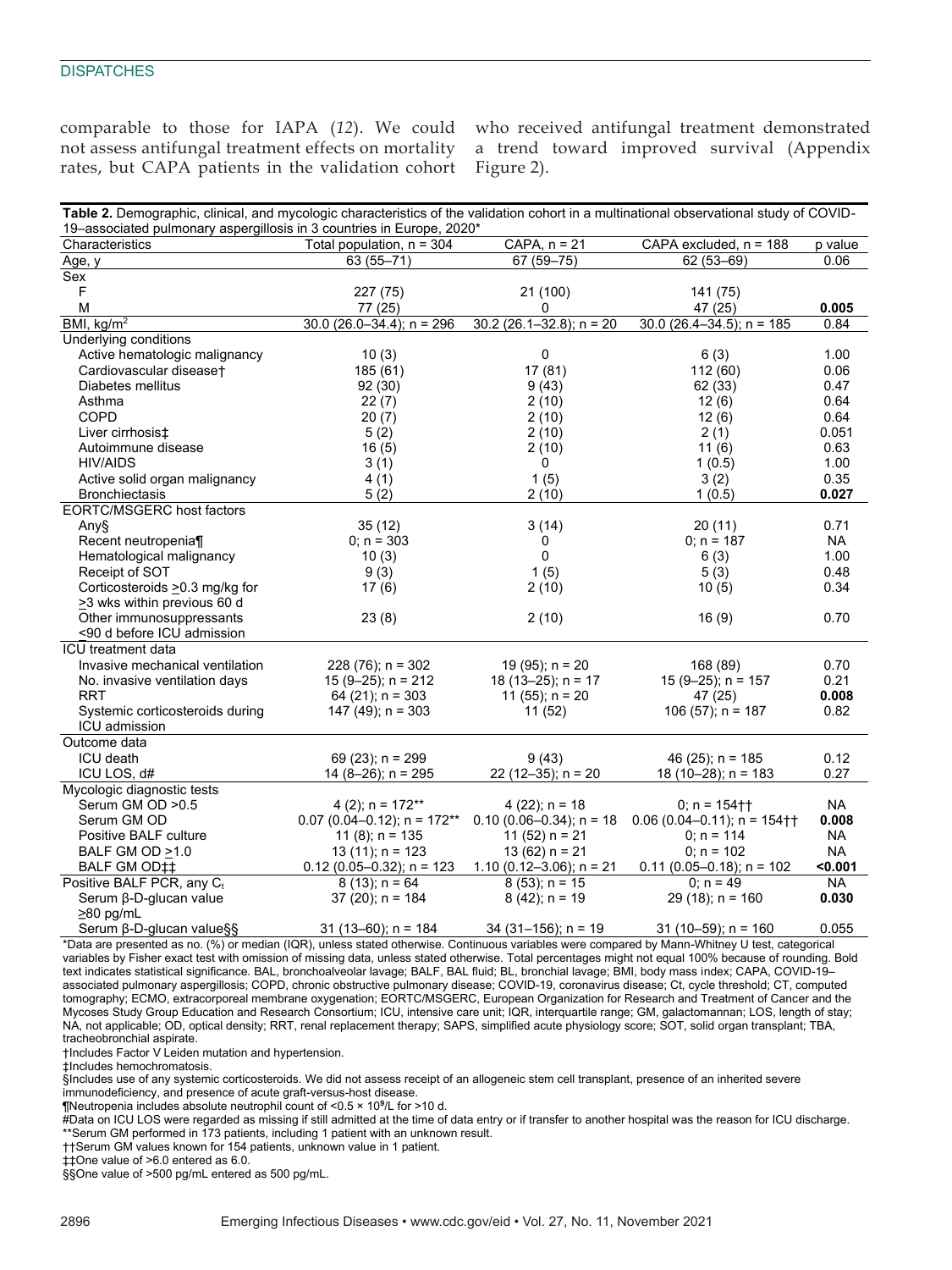comparable to those for IAPA (*12*). We could not assess antifungal treatment effects on mortality rates, but CAPA patients in the validation cohort who received antifungal treatment demonstrated a trend toward improved survival (Appendix Figure 2).

**Table 2.** Demographic, clinical, and mycologic characteristics of the validation cohort in a multinational observational study of COVID-19–associated pulmonary aspergillosis in 3 countries in Europe, 2020*

| Characteristics | Total population, n = 304 | CAPA, n = 21 | CAPA excluded, n = 188 | p value |
|---|---|---|---|---|
| Age, y | 63 (55–71) | 67 (59–75) | 62 (53–69) | 0.06 |
| Sex | | | | |
| F | 227 (75) | 21 (100) | 141 (75) | |
| M | 77 (25) | 0 | 47 (25) | **0.005** |
| BMI, kg/m² | 30.0 (26.0–34.4); n = 296 | 30.2 (26.1–32.8); n = 20 | 30.0 (26.4–34.5); n = 185 | 0.84 |
| Underlying conditions | | | | |
| Active hematologic malignancy | 10 (3) | 0 | 6 (3) | 1.00 |
| Cardiovascular disease† | 185 (61) | 17 (81) | 112 (60) | 0.06 |
| Diabetes mellitus | 92 (30) | 9 (43) | 62 (33) | 0.47 |
| Asthma | 22 (7) | 2 (10) | 12 (6) | 0.64 |
| COPD | 20 (7) | 2 (10) | 12 (6) | 0.64 |
| Liver cirrhosis‡ | 5 (2) | 2 (10) | 2 (1) | 0.051 |
| Autoimmune disease | 16 (5) | 2 (10) | 11 (6) | 0.63 |
| HIV/AIDS | 3 (1) | 0 | 1 (0.5) | 1.00 |
| Active solid organ malignancy | 4 (1) | 1 (5) | 3 (2) | 0.35 |
| Bronchiectasis | 5 (2) | 2 (10) | 1 (0.5) | **0.027** |
| EORTC/MSGERC host factors | | | | |
| Any§ | 35 (12) | 3 (14) | 20 (11) | 0.71 |
| Recent neutropenia¶ | 0; n = 303 | 0 | 0; n = 187 | NA |
| Hematological malignancy | 10 (3) | 0 | 6 (3) | 1.00 |
| Receipt of SOT | 9 (3) | 1 (5) | 5 (3) | 0.48 |
| Corticosteroids ≥0.3 mg/kg for ≥3 wks within previous 60 d | 17 (6) | 2 (10) | 10 (5) | 0.34 |
| Other immunosuppressants <90 d before ICU admission | 23 (8) | 2 (10) | 16 (9) | 0.70 |
| ICU treatment data | | | | |
| Invasive mechanical ventilation | 228 (76); n = 302 | 19 (95); n = 20 | 168 (89) | 0.70 |
| No. invasive ventilation days | 15 (9–25); n = 212 | 18 (13–25); n = 17 | 15 (9–25); n = 157 | 0.21 |
| RRT | 64 (21); n = 303 | 11 (55); n = 20 | 47 (25) | **0.008** |
| Systemic corticosteroids during ICU admission | 147 (49); n = 303 | 11 (52) | 106 (57); n = 187 | 0.82 |
| Outcome data | | | | |
| ICU death | 69 (23); n = 299 | 9 (43) | 46 (25); n = 185 | 0.12 |
| ICU LOS, d# | 14 (8–26); n = 295 | 22 (12–35); n = 20 | 18 (10–28); n = 183 | 0.27 |
| Mycologic diagnostic tests | | | | |
| Serum GM OD >0.5 | 4 (2); n = 172** | 4 (22); n = 18 | 0; n = 154†† | NA |
| Serum GM OD | 0.07 (0.04–0.12); n = 172** | 0.10 (0.06–0.34); n = 18 | 0.06 (0.04–0.11); n = 154†† | **0.008** |
| Positive BALF culture | 11 (8); n = 135 | 11 (52) n = 21 | 0; n = 114 | NA |
| BALF GM OD ≥1.0 | 13 (11); n = 123 | 13 (62) n = 21 | 0; n = 102 | NA |
| BALF GM OD‡‡ | 0.12 (0.05–0.32); n = 123 | 1.10 (0.12–3.06); n = 21 | 0.11 (0.05–0.18); n = 102 | **<0.001** |
| Positive BALF PCR, any $C_t$ | 8 (13); n = 64 | 8 (53); n = 15 | 0; n = 49 | NA |
| Serum β-D-glucan value ≥80 pg/mL | 37 (20); n = 184 | 8 (42); n = 19 | 29 (18); n = 160 | **0.030** |
| Serum β-D-glucan value§§ | 31 (13–60); n = 184 | 34 (31–156); n = 19 | 31 (10–59); n = 160 | 0.055 |

*Data are presented as no. (%) or median (IQR), unless stated otherwise. Continuous variables were compared by Mann-Whitney U test, categorical variables by Fisher exact test with omission of missing data, unless stated otherwise. Total percentages might not equal 100% because of rounding. Bold text indicates statistical significance. BAL, bronchoalveolar lavage; BALF, BAL fluid; BL, bronchial lavage; BMI, body mass index; CAPA, COVID-19–associated pulmonary aspergillosis; COPD, chronic obstructive pulmonary disease; COVID-19, coronavirus disease; Ct, cycle threshold; CT, computed tomography; ECMO, extracorporeal membrane oxygenation; EORTC/MSGERC, European Organization for Research and Treatment of Cancer and the Mycoses Study Group Education and Research Consortium; ICU, intensive care unit; IQR, interquartile range; GM, galactomannan; LOS, length of stay; NA, not applicable; OD, optical density; RRT, renal replacement therapy; SAPS, simplified acute physiology score; SOT, solid organ transplant; TBA, tracheobronchial aspirate.
†Includes Factor V Leiden mutation and hypertension.
‡Includes hemochromatosis.
§Includes use of any systemic corticosteroids. We did not assess receipt of an allogeneic stem cell transplant, presence of an inherited severe immunodeficiency, and presence of acute graft-versus-host disease.
¶Neutropenia includes absolute neutrophil count of $<0.5 \times 10^9$/L for >10 d.
#Data on ICU LOS were regarded as missing if still admitted at the time of data entry or if transfer to another hospital was the reason for ICU discharge.
**Serum GM performed in 173 patients, including 1 patient with an unknown result.
††Serum GM values known for 154 patients, unknown value in 1 patient.
‡‡One value of >6.0 entered as 6.0.
§§One value of >500 pg/mL entered as 500 pg/mL.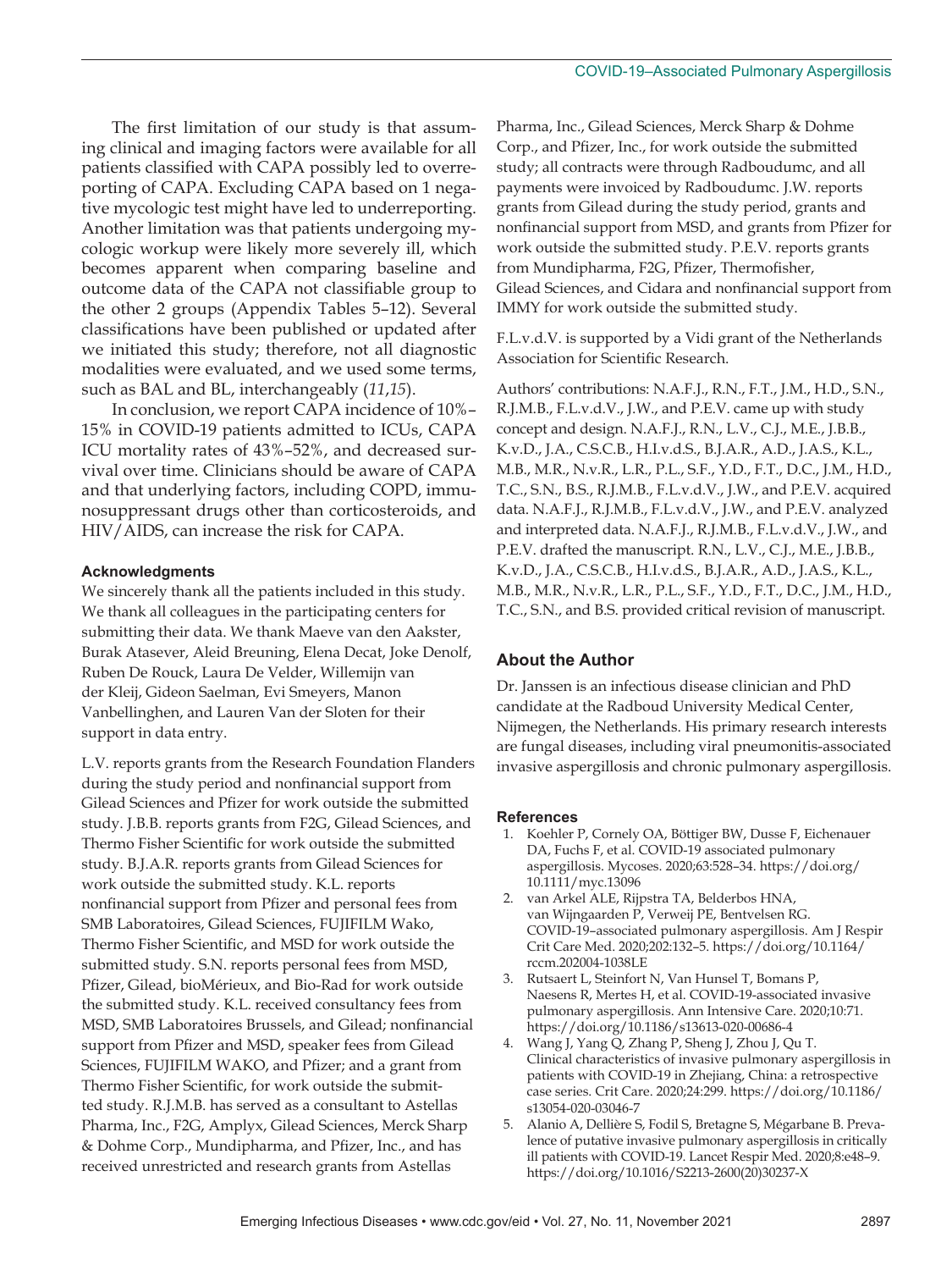The first limitation of our study is that assuming clinical and imaging factors were available for all patients classified with CAPA possibly led to overreporting of CAPA. Excluding CAPA based on 1 negative mycologic test might have led to underreporting. Another limitation was that patients undergoing mycologic workup were likely more severely ill, which becomes apparent when comparing baseline and outcome data of the CAPA not classifiable group to the other 2 groups (Appendix Tables 5–12). Several classifications have been published or updated after we initiated this study; therefore, not all diagnostic modalities were evaluated, and we used some terms, such as BAL and BL, interchangeably (*11*,*15*).

In conclusion, we report CAPA incidence of 10%–15% in COVID-19 patients admitted to ICUs, CAPA ICU mortality rates of 43%–52%, and decreased survival over time. Clinicians should be aware of CAPA and that underlying factors, including COPD, immunosuppressant drugs other than corticosteroids, and HIV/AIDS, can increase the risk for CAPA.

### Acknowledgments

We sincerely thank all the patients included in this study. We thank all colleagues in the participating centers for submitting their data. We thank Maeve van den Aakster, Burak Atasever, Aleid Breuning, Elena Decat, Joke Denolf, Ruben De Rouck, Laura De Velder, Willemijn van der Kleij, Gideon Saelman, Evi Smeyers, Manon Vanbellinghen, and Lauren Van der Sloten for their support in data entry.

L.V. reports grants from the Research Foundation Flanders during the study period and nonfinancial support from Gilead Sciences and Pfizer for work outside the submitted study. J.B.B. reports grants from F2G, Gilead Sciences, and Thermo Fisher Scientific for work outside the submitted study. B.J.A.R. reports grants from Gilead Sciences for work outside the submitted study. K.L. reports nonfinancial support from Pfizer and personal fees from SMB Laboratoires, Gilead Sciences, FUJIFILM Wako, Thermo Fisher Scientific, and MSD for work outside the submitted study. S.N. reports personal fees from MSD, Pfizer, Gilead, bioMérieux, and Bio-Rad for work outside the submitted study. K.L. received consultancy fees from MSD, SMB Laboratoires Brussels, and Gilead; nonfinancial support from Pfizer and MSD, speaker fees from Gilead Sciences, FUJIFILM WAKO, and Pfizer; and a grant from Thermo Fisher Scientific, for work outside the submitted study. R.J.M.B. has served as a consultant to Astellas Pharma, Inc., F2G, Amplyx, Gilead Sciences, Merck Sharp & Dohme Corp., Mundipharma, and Pfizer, Inc., and has received unrestricted and research grants from Astellas Pharma, Inc., Gilead Sciences, Merck Sharp & Dohme Corp., and Pfizer, Inc., for work outside the submitted study; all contracts were through Radboudumc, and all payments were invoiced by Radboudumc. J.W. reports grants from Gilead during the study period, grants and nonfinancial support from MSD, and grants from Pfizer for work outside the submitted study. P.E.V. reports grants from Mundipharma, F2G, Pfizer, Thermofisher, Gilead Sciences, and Cidara and nonfinancial support from IMMY for work outside the submitted study.

F.L.v.d.V. is supported by a Vidi grant of the Netherlands Association for Scientific Research.

Authors' contributions: N.A.F.J., R.N., F.T., J.M., H.D., S.N., R.J.M.B., F.L.v.d.V., J.W., and P.E.V. came up with study concept and design. N.A.F.J., R.N., L.V., C.J., M.E., J.B.B., K.v.D., J.A., C.S.C.B., H.I.v.d.S., B.J.A.R., A.D., J.A.S., K.L., M.B., M.R., N.v.R., L.R., P.L., S.F., Y.D., F.T., D.C., J.M., H.D., T.C., S.N., B.S., R.J.M.B., F.L.v.d.V., J.W., and P.E.V. acquired data. N.A.F.J., R.J.M.B., F.L.v.d.V., J.W., and P.E.V. analyzed and interpreted data. N.A.F.J., R.J.M.B., F.L.v.d.V., J.W., and P.E.V. drafted the manuscript. R.N., L.V., C.J., M.E., J.B.B., K.v.D., J.A., C.S.C.B., H.I.v.d.S., B.J.A.R., A.D., J.A.S., K.L., M.B., M.R., N.v.R., L.R., P.L., S.F., Y.D., F.T., D.C., J.M., H.D., T.C., S.N., and B.S. provided critical revision of manuscript.

## About the Author

Dr. Janssen is an infectious disease clinician and PhD candidate at the Radboud University Medical Center, Nijmegen, the Netherlands. His primary research interests are fungal diseases, including viral pneumonitis-associated invasive aspergillosis and chronic pulmonary aspergillosis.

### References

1. Koehler P, Cornely OA, Böttiger BW, Dusse F, Eichenauer DA, Fuchs F, et al. COVID-19 associated pulmonary aspergillosis. Mycoses. 2020;63:528–34. https://doi.org/10.1111/myc.13096
2. van Arkel ALE, Rijpstra TA, Belderbos HNA, van Wijngaarden P, Verweij PE, Bentvelsen RG. COVID-19–associated pulmonary aspergillosis. Am J Respir Crit Care Med. 2020;202:132–5. https://doi.org/10.1164/rccm.202004-1038LE
3. Rutsaert L, Steinfort N, Van Hunsel T, Bomans P, Naesens R, Mertes H, et al. COVID-19-associated invasive pulmonary aspergillosis. Ann Intensive Care. 2020;10:71. https://doi.org/10.1186/s13613-020-00686-4
4. Wang J, Yang Q, Zhang P, Sheng J, Zhou J, Qu T. Clinical characteristics of invasive pulmonary aspergillosis in patients with COVID-19 in Zhejiang, China: a retrospective case series. Crit Care. 2020;24:299. https://doi.org/10.1186/s13054-020-03046-7
5. Alanio A, Dellière S, Fodil S, Bretagne S, Mégarbane B. Prevalence of putative invasive pulmonary aspergillosis in critically ill patients with COVID-19. Lancet Respir Med. 2020;8:e48–9. https://doi.org/10.1016/S2213-2600(20)30237-X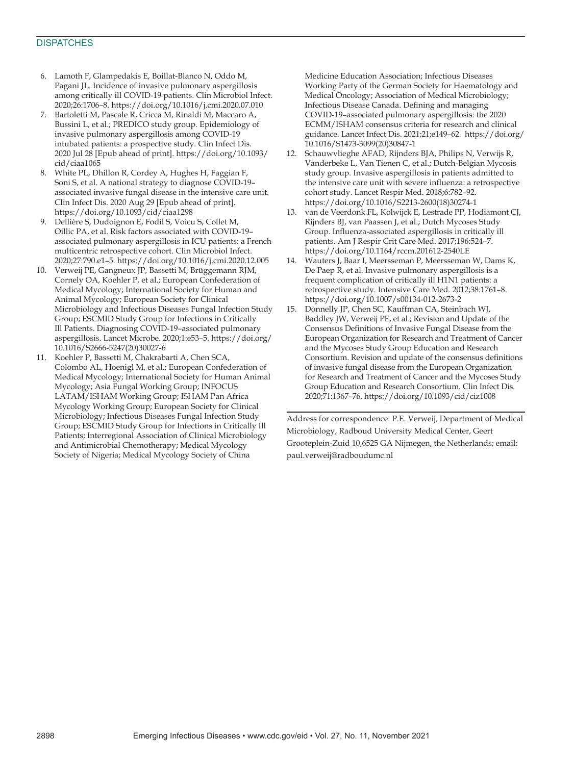6. Lamoth F, Glampedakis E, Boillat-Blanco N, Oddo M, Pagani JL. Incidence of invasive pulmonary aspergillosis among critically ill COVID-19 patients. Clin Microbiol Infect. 2020;26:1706–8. https://doi.org/10.1016/j.cmi.2020.07.010
7. Bartoletti M, Pascale R, Cricca M, Rinaldi M, Maccaro A, Bussini L, et al.; PREDICO study group. Epidemiology of invasive pulmonary aspergillosis among COVID-19 intubated patients: a prospective study. Clin Infect Dis. 2020 Jul 28 [Epub ahead of print]. https://doi.org/10.1093/cid/ciaa1065
8. White PL, Dhillon R, Cordey A, Hughes H, Faggian F, Soni S, et al. A national strategy to diagnose COVID-19–associated invasive fungal disease in the intensive care unit. Clin Infect Dis. 2020 Aug 29 [Epub ahead of print]. https://doi.org/10.1093/cid/ciaa1298
9. Dellière S, Dudoignon E, Fodil S, Voicu S, Collet M, Oillic PA, et al. Risk factors associated with COVID-19–associated pulmonary aspergillosis in ICU patients: a French multicentric retrospective cohort. Clin Microbiol Infect. 2020;27:790.e1–5. https://doi.org/10.1016/j.cmi.2020.12.005
10. Verweij PE, Gangneux JP, Bassetti M, Brüggemann RJM, Cornely OA, Koehler P, et al.; European Confederation of Medical Mycology; International Society for Human and Animal Mycology; European Society for Clinical Microbiology and Infectious Diseases Fungal Infection Study Group; ESCMID Study Group for Infections in Critically Ill Patients. Diagnosing COVID-19–associated pulmonary aspergillosis. Lancet Microbe. 2020;1:e53–5. https://doi.org/10.1016/S2666-5247(20)30027-6
11. Koehler P, Bassetti M, Chakrabarti A, Chen SCA, Colombo AL, Hoenigl M, et al.; European Confederation of Medical Mycology; International Society for Human Animal Mycology; Asia Fungal Working Group; INFOCUS LATAM/ISHAM Working Group; ISHAM Pan Africa Mycology Working Group; European Society for Clinical Microbiology; Infectious Diseases Fungal Infection Study Group; ESCMID Study Group for Infections in Critically Ill Patients; Interregional Association of Clinical Microbiology and Antimicrobial Chemotherapy; Medical Mycology Society of Nigeria; Medical Mycology Society of China Medicine Education Association; Infectious Diseases Working Party of the German Society for Haematology and Medical Oncology; Association of Medical Microbiology; Infectious Disease Canada. Defining and managing COVID-19–associated pulmonary aspergillosis: the 2020 ECMM/ISHAM consensus criteria for research and clinical guidance. Lancet Infect Dis. 2021;21;e149–62. https://doi.org/10.1016/S1473-3099(20)30847-1
12. Schauwvlieghe AFAD, Rijnders BJA, Philips N, Verwijs R, Vanderbeke L, Van Tienen C, et al.; Dutch-Belgian Mycosis study group. Invasive aspergillosis in patients admitted to the intensive care unit with severe influenza: a retrospective cohort study. Lancet Respir Med. 2018;6:782–92. https://doi.org/10.1016/S2213-2600(18)30274-1
13. van de Veerdonk FL, Kolwijck E, Lestrade PP, Hodiamont CJ, Rijnders BJ, van Paassen J, et al.; Dutch Mycoses Study Group. Influenza-associated aspergillosis in critically ill patients. Am J Respir Crit Care Med. 2017;196:524–7. https://doi.org/10.1164/rccm.201612-2540LE
14. Wauters J, Baar I, Meersseman P, Meersseman W, Dams K, De Paep R, et al. Invasive pulmonary aspergillosis is a frequent complication of critically ill H1N1 patients: a retrospective study. Intensive Care Med. 2012;38:1761–8. https://doi.org/10.1007/s00134-012-2673-2
15. Donnelly JP, Chen SC, Kauffman CA, Steinbach WJ, Baddley JW, Verweij PE, et al.; Revision and Update of the Consensus Definitions of Invasive Fungal Disease from the European Organization for Research and Treatment of Cancer and the Mycoses Study Group Education and Research Consortium. Revision and update of the consensus definitions of invasive fungal disease from the European Organization for Research and Treatment of Cancer and the Mycoses Study Group Education and Research Consortium. Clin Infect Dis. 2020;71:1367–76. https://doi.org/10.1093/cid/ciz1008

Address for correspondence: P.E. Verweij, Department of Medical Microbiology, Radboud University Medical Center, Geert Grooteplein-Zuid 10,6525 GA Nijmegen, the Netherlands; email: paul.verweij@radboudumc.nl